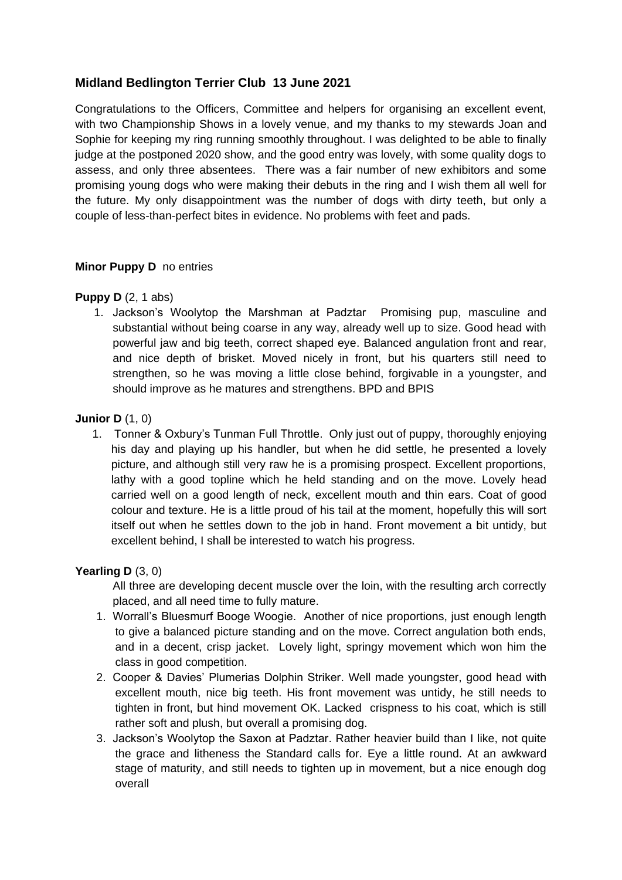## Midland Bedlington Terrier Club 13 June 2021

Congratulations to the Officers, Committee and helpers for organising an excellent event, with two Championship Shows in a lovely venue, and my thanks to my stewards Joan and Sophie for keeping my ring running smoothly throughout. I was delighted to be able to finally judge at the postponed 2020 show, and the good entry was lovely, with some quality dogs to assess, and only three absentees. There was a fair number of new exhibitors and some promising young dogs who were making their debuts in the ring and I wish them all well for the future. My only disappointment was the number of dogs with dirty teeth, but only a couple of less-than-perfect bites in evidence. No problems with feet and pads.

**Minor Puppy D** no entries

**Puppy D** (2, 1 abs)

1. Jackson's Woolytop the Marshman at Padztar Promising pup, masculine and substantial without being coarse in any way, already well up to size. Good head with powerful jaw and big teeth, correct shaped eye. Balanced angulation front and rear, and nice depth of brisket. Moved nicely in front, but his quarters still need to strengthen, so he was moving a little close behind, forgivable in a youngster, and should improve as he matures and strengthens. BPD and BPIS

**Junior D** (1, 0)

1. Tonner & Oxbury's Tunman Full Throttle. Only just out of puppy, thoroughly enjoying his day and playing up his handler, but when he did settle, he presented a lovely picture, and although still very raw he is a promising prospect. Excellent proportions, lathy with a good topline which he held standing and on the move. Lovely head carried well on a good length of neck, excellent mouth and thin ears. Coat of good colour and texture. He is a little proud of his tail at the moment, hopefully this will sort itself out when he settles down to the job in hand. Front movement a bit untidy, but excellent behind, I shall be interested to watch his progress.

**Yearling D** (3, 0)

All three are developing decent muscle over the loin, with the resulting arch correctly placed, and all need time to fully mature.

1. Worrall's Bluesmurf Booge Woogie. Another of nice proportions, just enough length to give a balanced picture standing and on the move. Correct angulation both ends, and in a decent, crisp jacket. Lovely light, springy movement which won him the class in good competition.
2. Cooper & Davies' Plumerias Dolphin Striker. Well made youngster, good head with excellent mouth, nice big teeth. His front movement was untidy, he still needs to tighten in front, but hind movement OK. Lacked crispness to his coat, which is still rather soft and plush, but overall a promising dog.
3. Jackson's Woolytop the Saxon at Padztar. Rather heavier build than I like, not quite the grace and litheness the Standard calls for. Eye a little round. At an awkward stage of maturity, and still needs to tighten up in movement, but a nice enough dog overall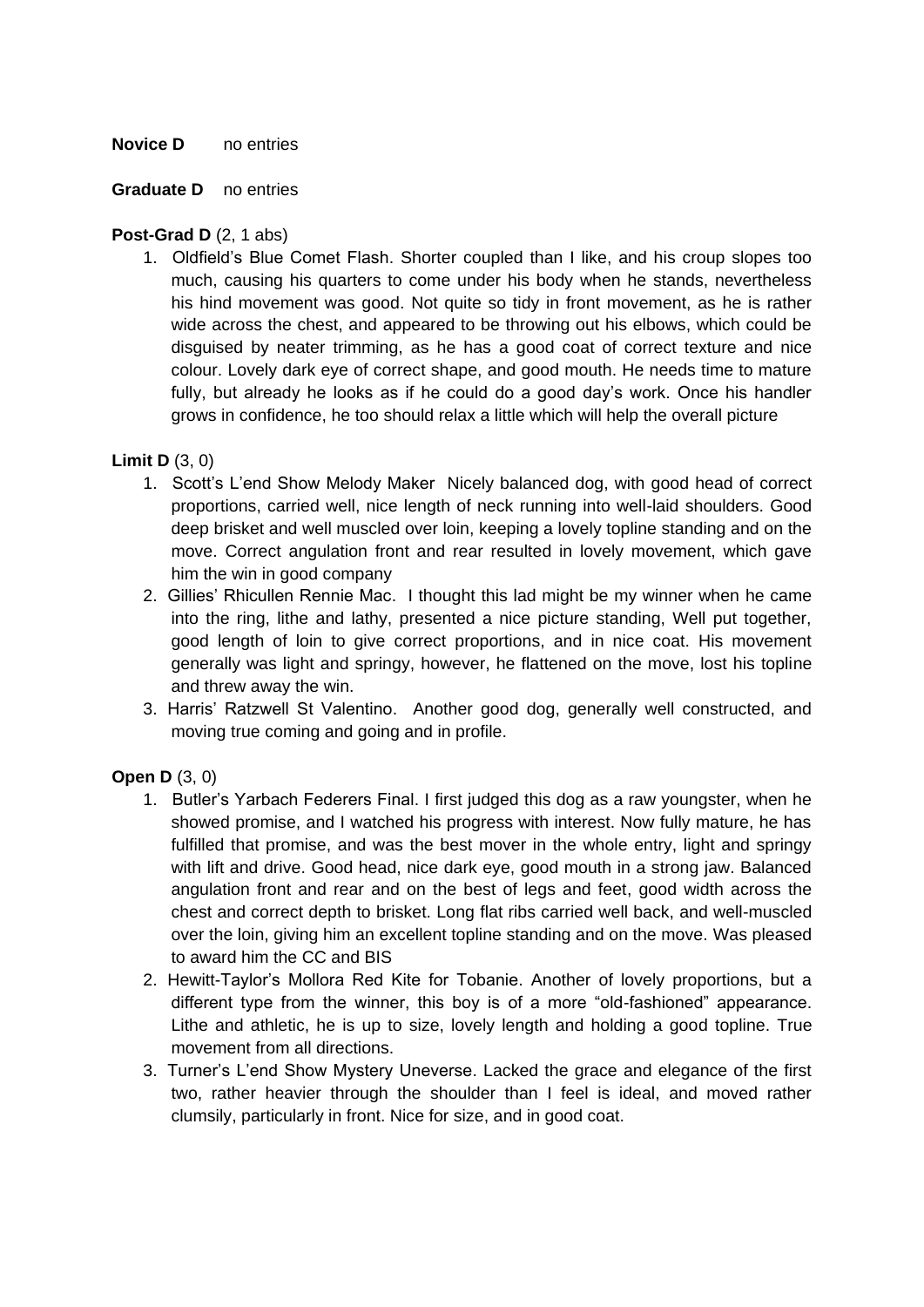**Novice D** no entries

**Graduate D** no entries

**Post-Grad D** (2, 1 abs)

1. Oldfield's Blue Comet Flash. Shorter coupled than I like, and his croup slopes too much, causing his quarters to come under his body when he stands, nevertheless his hind movement was good. Not quite so tidy in front movement, as he is rather wide across the chest, and appeared to be throwing out his elbows, which could be disguised by neater trimming, as he has a good coat of correct texture and nice colour. Lovely dark eye of correct shape, and good mouth. He needs time to mature fully, but already he looks as if he could do a good day's work. Once his handler grows in confidence, he too should relax a little which will help the overall picture

**Limit D** (3, 0)

1. Scott's L'end Show Melody Maker Nicely balanced dog, with good head of correct proportions, carried well, nice length of neck running into well-laid shoulders. Good deep brisket and well muscled over loin, keeping a lovely topline standing and on the move. Correct angulation front and rear resulted in lovely movement, which gave him the win in good company
2. Gillies' Rhicullen Rennie Mac. I thought this lad might be my winner when he came into the ring, lithe and lathy, presented a nice picture standing, Well put together, good length of loin to give correct proportions, and in nice coat. His movement generally was light and springy, however, he flattened on the move, lost his topline and threw away the win.
3. Harris' Ratzwell St Valentino. Another good dog, generally well constructed, and moving true coming and going and in profile.

**Open D** (3, 0)

1. Butler's Yarbach Federers Final. I first judged this dog as a raw youngster, when he showed promise, and I watched his progress with interest. Now fully mature, he has fulfilled that promise, and was the best mover in the whole entry, light and springy with lift and drive. Good head, nice dark eye, good mouth in a strong jaw. Balanced angulation front and rear and on the best of legs and feet, good width across the chest and correct depth to brisket. Long flat ribs carried well back, and well-muscled over the loin, giving him an excellent topline standing and on the move. Was pleased to award him the CC and BIS
2. Hewitt-Taylor's Mollora Red Kite for Tobanie. Another of lovely proportions, but a different type from the winner, this boy is of a more "old-fashioned" appearance. Lithe and athletic, he is up to size, lovely length and holding a good topline. True movement from all directions.
3. Turner's L'end Show Mystery Uneverse. Lacked the grace and elegance of the first two, rather heavier through the shoulder than I feel is ideal, and moved rather clumsily, particularly in front. Nice for size, and in good coat.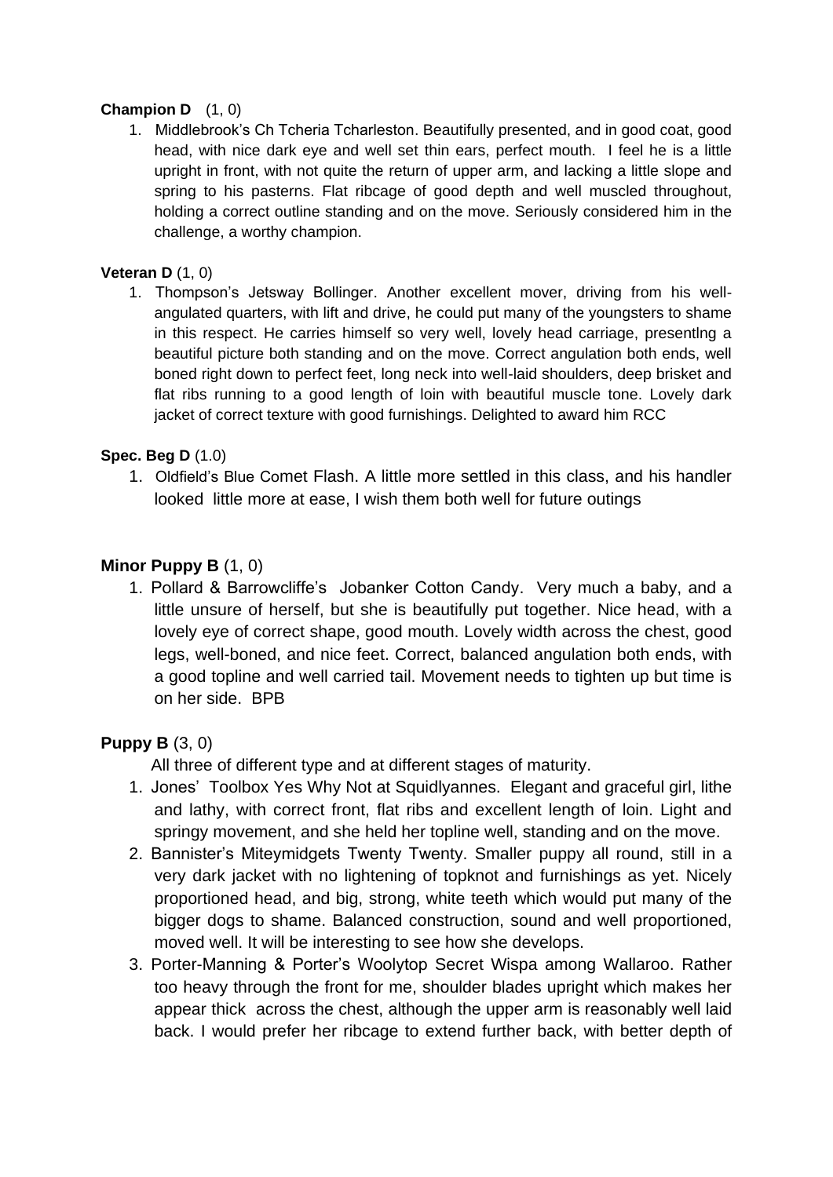**Champion D** (1, 0)

1. Middlebrook's Ch Tcheria Tcharleston. Beautifully presented, and in good coat, good head, with nice dark eye and well set thin ears, perfect mouth. I feel he is a little upright in front, with not quite the return of upper arm, and lacking a little slope and spring to his pasterns. Flat ribcage of good depth and well muscled throughout, holding a correct outline standing and on the move. Seriously considered him in the challenge, a worthy champion.

**Veteran D** (1, 0)

1. Thompson's Jetsway Bollinger. Another excellent mover, driving from his well-angulated quarters, with lift and drive, he could put many of the youngsters to shame in this respect. He carries himself so very well, lovely head carriage, presentlng a beautiful picture both standing and on the move. Correct angulation both ends, well boned right down to perfect feet, long neck into well-laid shoulders, deep brisket and flat ribs running to a good length of loin with beautiful muscle tone. Lovely dark jacket of correct texture with good furnishings. Delighted to award him RCC

**Spec. Beg D** (1.0)

1. Oldfield's Blue Comet Flash. A little more settled in this class, and his handler looked little more at ease, I wish them both well for future outings

**Minor Puppy B** (1, 0)

1. Pollard & Barrowcliffe's Jobanker Cotton Candy. Very much a baby, and a little unsure of herself, but she is beautifully put together. Nice head, with a lovely eye of correct shape, good mouth. Lovely width across the chest, good legs, well-boned, and nice feet. Correct, balanced angulation both ends, with a good topline and well carried tail. Movement needs to tighten up but time is on her side. BPB

**Puppy B** (3, 0)

All three of different type and at different stages of maturity.

1. Jones' Toolbox Yes Why Not at Squidlyannes. Elegant and graceful girl, lithe and lathy, with correct front, flat ribs and excellent length of loin. Light and springy movement, and she held her topline well, standing and on the move.
2. Bannister's Miteymidgets Twenty Twenty. Smaller puppy all round, still in a very dark jacket with no lightening of topknot and furnishings as yet. Nicely proportioned head, and big, strong, white teeth which would put many of the bigger dogs to shame. Balanced construction, sound and well proportioned, moved well. It will be interesting to see how she develops.
3. Porter-Manning & Porter's Woolytop Secret Wispa among Wallaroo. Rather too heavy through the front for me, shoulder blades upright which makes her appear thick across the chest, although the upper arm is reasonably well laid back. I would prefer her ribcage to extend further back, with better depth of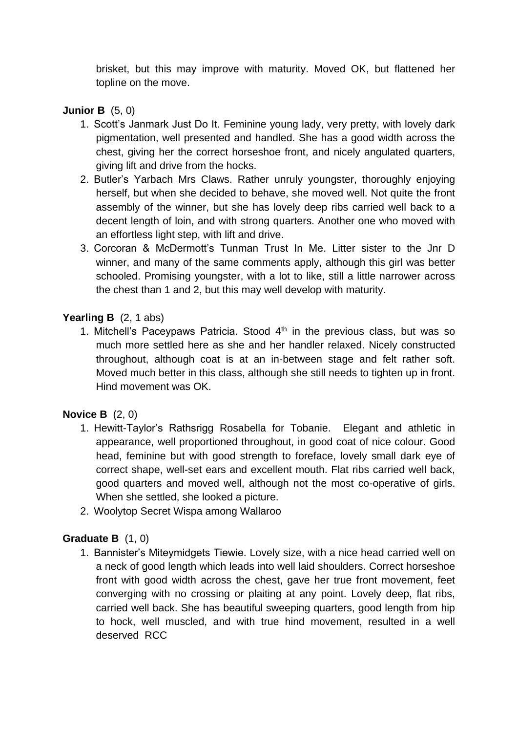brisket, but this may improve with maturity. Moved OK, but flattened her topline on the move.

**Junior B** (5, 0)

1. Scott's Janmark Just Do It. Feminine young lady, very pretty, with lovely dark pigmentation, well presented and handled. She has a good width across the chest, giving her the correct horseshoe front, and nicely angulated quarters, giving lift and drive from the hocks.
2. Butler's Yarbach Mrs Claws. Rather unruly youngster, thoroughly enjoying herself, but when she decided to behave, she moved well. Not quite the front assembly of the winner, but she has lovely deep ribs carried well back to a decent length of loin, and with strong quarters. Another one who moved with an effortless light step, with lift and drive.
3. Corcoran & McDermott's Tunman Trust In Me. Litter sister to the Jnr D winner, and many of the same comments apply, although this girl was better schooled. Promising youngster, with a lot to like, still a little narrower across the chest than 1 and 2, but this may well develop with maturity.

**Yearling B** (2, 1 abs)

1. Mitchell's Paceypaws Patricia. Stood 4th in the previous class, but was so much more settled here as she and her handler relaxed. Nicely constructed throughout, although coat is at an in-between stage and felt rather soft. Moved much better in this class, although she still needs to tighten up in front. Hind movement was OK.

**Novice B** (2, 0)

1. Hewitt-Taylor's Rathsrigg Rosabella for Tobanie. Elegant and athletic in appearance, well proportioned throughout, in good coat of nice colour. Good head, feminine but with good strength to foreface, lovely small dark eye of correct shape, well-set ears and excellent mouth. Flat ribs carried well back, good quarters and moved well, although not the most co-operative of girls. When she settled, she looked a picture.
2. Woolytop Secret Wispa among Wallaroo

**Graduate B** (1, 0)

1. Bannister's Miteymidgets Tiewie. Lovely size, with a nice head carried well on a neck of good length which leads into well laid shoulders. Correct horseshoe front with good width across the chest, gave her true front movement, feet converging with no crossing or plaiting at any point. Lovely deep, flat ribs, carried well back. She has beautiful sweeping quarters, good length from hip to hock, well muscled, and with true hind movement, resulted in a well deserved RCC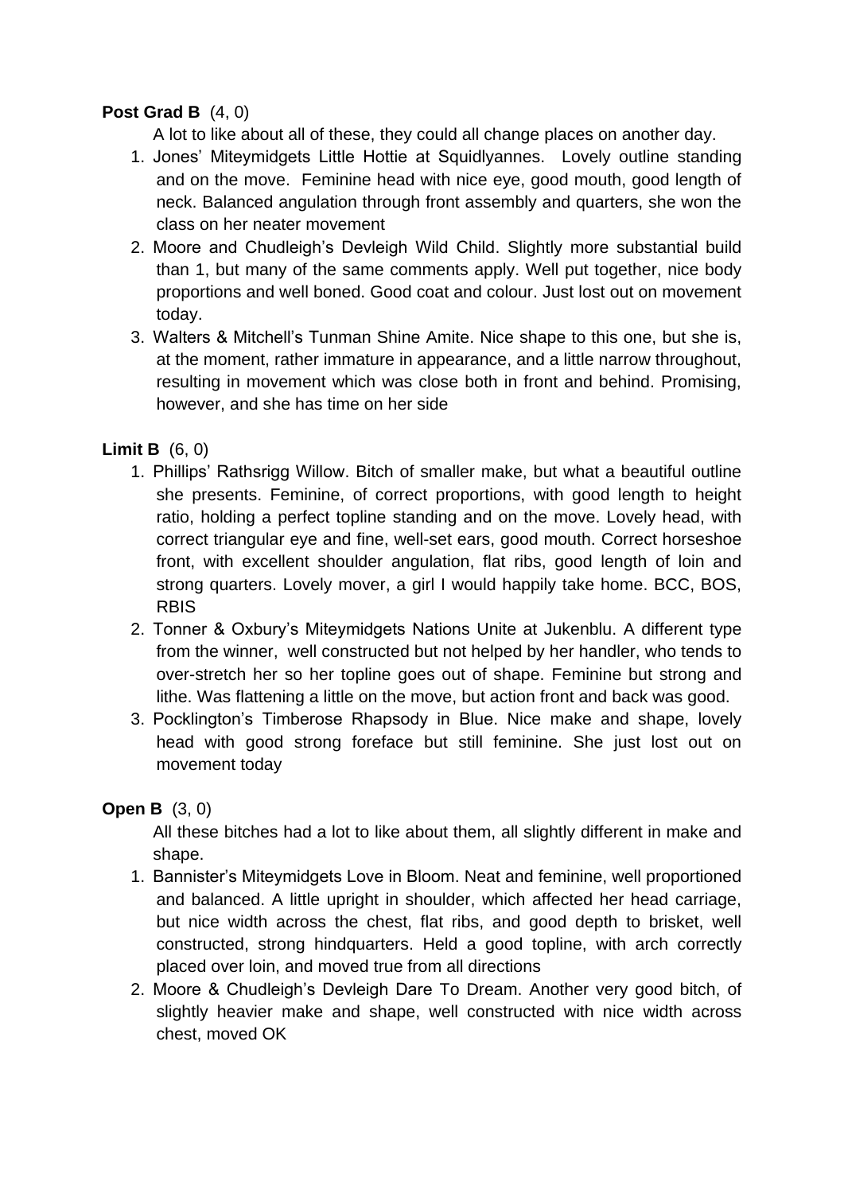**Post Grad B** (4, 0)

A lot to like about all of these, they could all change places on another day.

1. Jones' Miteymidgets Little Hottie at Squidlyannes. Lovely outline standing and on the move. Feminine head with nice eye, good mouth, good length of neck. Balanced angulation through front assembly and quarters, she won the class on her neater movement
2. Moore and Chudleigh's Devleigh Wild Child. Slightly more substantial build than 1, but many of the same comments apply. Well put together, nice body proportions and well boned. Good coat and colour. Just lost out on movement today.
3. Walters & Mitchell's Tunman Shine Amite. Nice shape to this one, but she is, at the moment, rather immature in appearance, and a little narrow throughout, resulting in movement which was close both in front and behind. Promising, however, and she has time on her side

**Limit B** (6, 0)

1. Phillips' Rathsrigg Willow. Bitch of smaller make, but what a beautiful outline she presents. Feminine, of correct proportions, with good length to height ratio, holding a perfect topline standing and on the move. Lovely head, with correct triangular eye and fine, well-set ears, good mouth. Correct horseshoe front, with excellent shoulder angulation, flat ribs, good length of loin and strong quarters. Lovely mover, a girl I would happily take home. BCC, BOS, RBIS
2. Tonner & Oxbury's Miteymidgets Nations Unite at Jukenblu. A different type from the winner, well constructed but not helped by her handler, who tends to over-stretch her so her topline goes out of shape. Feminine but strong and lithe. Was flattening a little on the move, but action front and back was good.
3. Pocklington's Timberose Rhapsody in Blue. Nice make and shape, lovely head with good strong foreface but still feminine. She just lost out on movement today

**Open B** (3, 0)

All these bitches had a lot to like about them, all slightly different in make and shape.

1. Bannister's Miteymidgets Love in Bloom. Neat and feminine, well proportioned and balanced. A little upright in shoulder, which affected her head carriage, but nice width across the chest, flat ribs, and good depth to brisket, well constructed, strong hindquarters. Held a good topline, with arch correctly placed over loin, and moved true from all directions
2. Moore & Chudleigh's Devleigh Dare To Dream. Another very good bitch, of slightly heavier make and shape, well constructed with nice width across chest, moved OK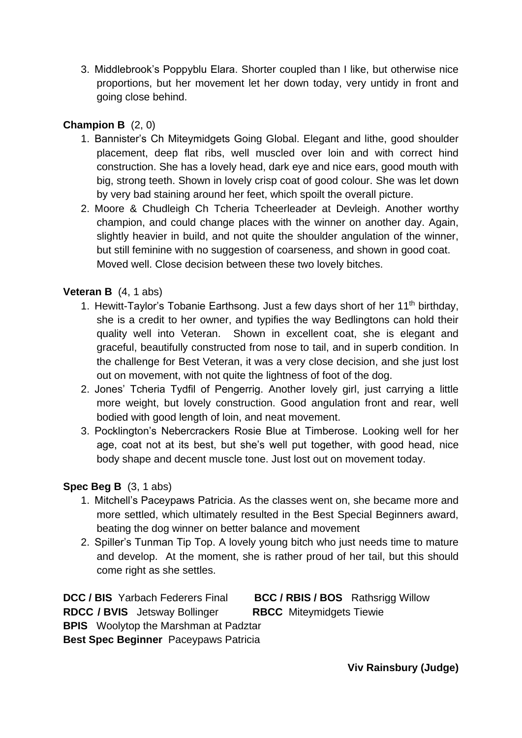3. Middlebrook's Poppyblu Elara. Shorter coupled than I like, but otherwise nice proportions, but her movement let her down today, very untidy in front and going close behind.

**Champion B** (2, 0)

1. Bannister's Ch Miteymidgets Going Global. Elegant and lithe, good shoulder placement, deep flat ribs, well muscled over loin and with correct hind construction. She has a lovely head, dark eye and nice ears, good mouth with big, strong teeth. Shown in lovely crisp coat of good colour. She was let down by very bad staining around her feet, which spoilt the overall picture.
2. Moore & Chudleigh Ch Tcheria Tcheerleader at Devleigh. Another worthy champion, and could change places with the winner on another day. Again, slightly heavier in build, and not quite the shoulder angulation of the winner, but still feminine with no suggestion of coarseness, and shown in good coat. Moved well. Close decision between these two lovely bitches.

**Veteran B** (4, 1 abs)

1. Hewitt-Taylor's Tobanie Earthsong. Just a few days short of her 11th birthday, she is a credit to her owner, and typifies the way Bedlingtons can hold their quality well into Veteran. Shown in excellent coat, she is elegant and graceful, beautifully constructed from nose to tail, and in superb condition. In the challenge for Best Veteran, it was a very close decision, and she just lost out on movement, with not quite the lightness of foot of the dog.
2. Jones' Tcheria Tydfil of Pengerrig. Another lovely girl, just carrying a little more weight, but lovely construction. Good angulation front and rear, well bodied with good length of loin, and neat movement.
3. Pocklington's Nebercrackers Rosie Blue at Timberose. Looking well for her age, coat not at its best, but she's well put together, with good head, nice body shape and decent muscle tone. Just lost out on movement today.

**Spec Beg B** (3, 1 abs)

1. Mitchell's Paceypaws Patricia. As the classes went on, she became more and more settled, which ultimately resulted in the Best Special Beginners award, beating the dog winner on better balance and movement
2. Spiller's Tunman Tip Top. A lovely young bitch who just needs time to mature and develop. At the moment, she is rather proud of her tail, but this should come right as she settles.

**DCC / BIS** Yarbach Federers Final **BCC / RBIS / BOS** Rathsrigg Willow
**RDCC / BVIS** Jetsway Bollinger **RBCC** Miteymidgets Tiewie
**BPIS** Woolytop the Marshman at Padztar
**Best Spec Beginner** Paceypaws Patricia

**Viv Rainsbury (Judge)**